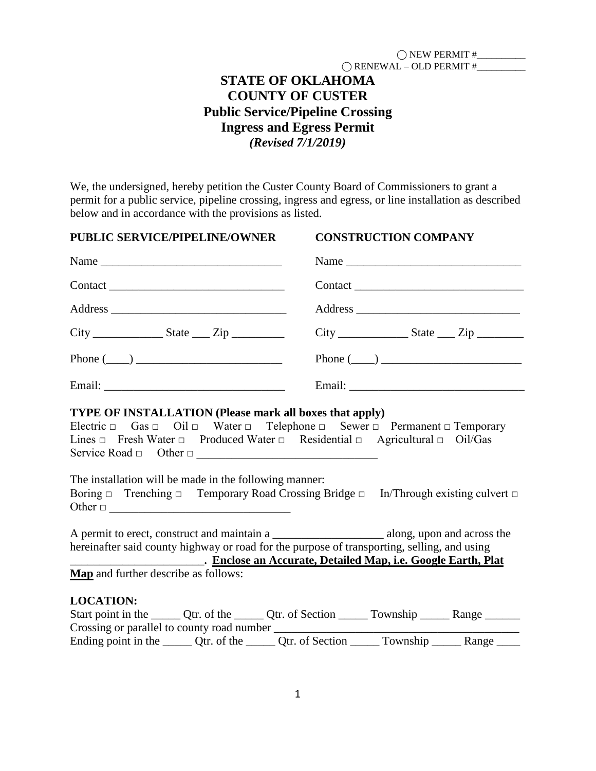◯ NEW PERMIT #__________
◯ RENEWAL – OLD PERMIT #__________

# STATE OF OKLAHOMA
# COUNTY OF CUSTER
## Public Service/Pipeline Crossing
## Ingress and Egress Permit
***(Revised 7/1/2019)***

We, the undersigned, hereby petition the Custer County Board of Commissioners to grant a permit for a public service, pipeline crossing, ingress and egress, or line installation as described below and in accordance with the provisions as listed.

| **PUBLIC SERVICE/PIPELINE/OWNER** | **CONSTRUCTION COMPANY** |
| --- | --- |
| Name _______________________________ | Name _______________________________ |
| Contact _____________________________ | Contact _____________________________ |
| Address _____________________________ | Address _____________________________ |
| City ____________ State ___ Zip _________ | City ____________ State ___ Zip ________ |
| Phone (____) _________________________ | Phone (____) ________________________ |
| Email: _______________________________ | Email: ______________________________ |

**TYPE OF INSTALLATION (Please mark all boxes that apply)**

Electric □ Gas □ Oil □ Water □ Telephone □ Sewer □ Permanent □ Temporary Lines □ Fresh Water □ Produced Water □ Residential □ Agricultural □ Oil/Gas Service Road □ Other □ _______________________________

The installation will be made in the following manner:

Boring □ Trenching □ Temporary Road Crossing Bridge □ In/Through existing culvert □ Other □ _______________________________

A permit to erect, construct and maintain a ___________________ along, upon and across the hereinafter said county highway or road for the purpose of transporting, selling, and using _______________________. **Enclose an Accurate, Detailed Map, i.e. Google Earth, Plat Map** and further describe as follows:

**LOCATION:**

Start point in the _____ Qtr. of the _____ Qtr. of Section _____ Township _____ Range ______
Crossing or parallel to county road number __________________________________________
Ending point in the _____ Qtr. of the _____ Qtr. of Section _____ Township _____ Range ____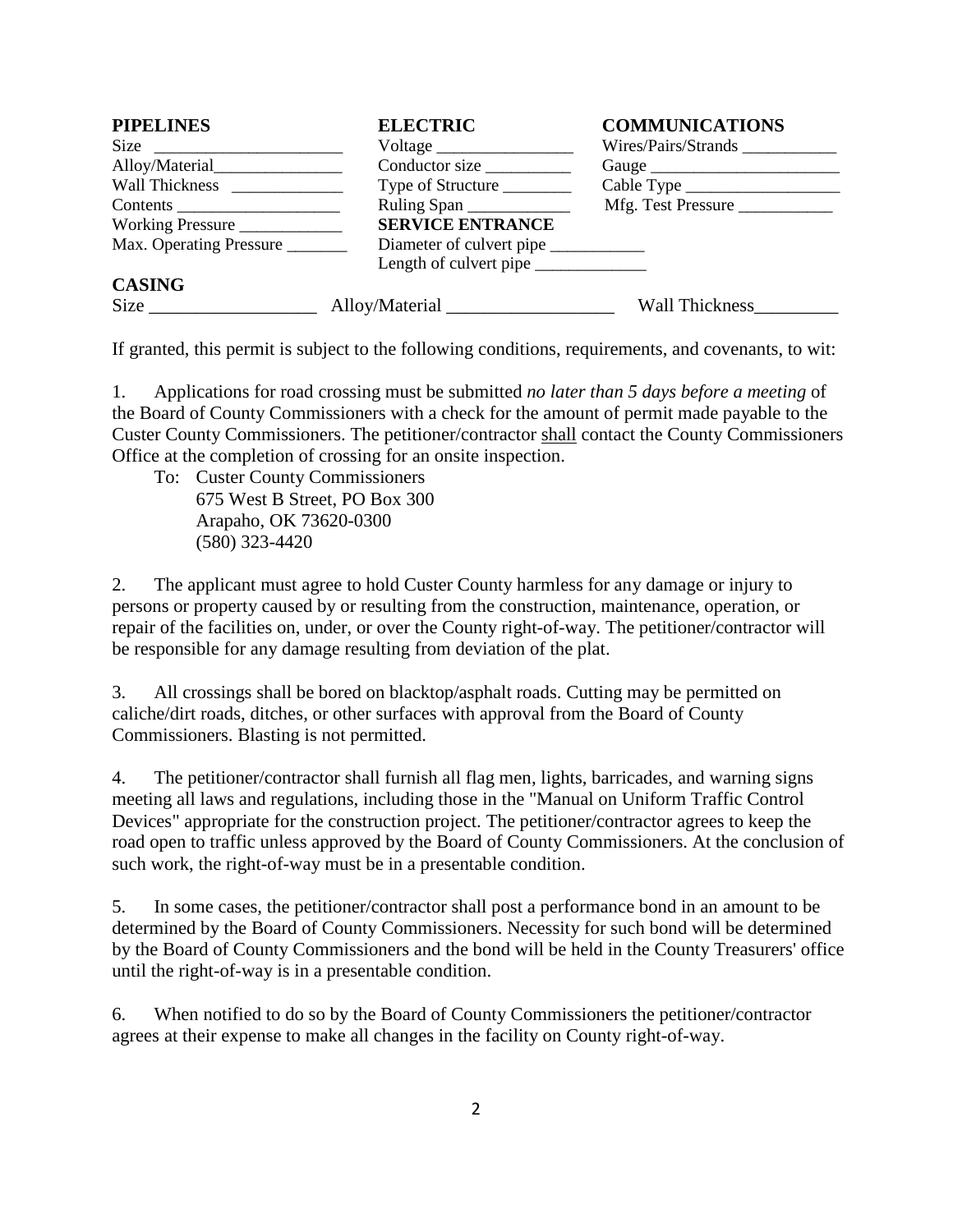| **PIPELINES** | **ELECTRIC** | **COMMUNICATIONS** |
|---|---|---|
| Size ______________________ | Voltage ________________ | Wires/Pairs/Strands ___________ |
| Alloy/Material_______________ | Conductor size __________ | Gauge ______________________ |
| Wall Thickness _____________ | Type of Structure ________ | Cable Type __________________ |
| Contents ___________________ | Ruling Span ____________ | Mfg. Test Pressure ___________ |
| Working Pressure ____________ | **SERVICE ENTRANCE** | |
| Max. Operating Pressure _______ | Diameter of culvert pipe ___________ | |
| | Length of culvert pipe _____________ | |

**CASING**

Size __________________ Alloy/Material __________________ Wall Thickness_________

If granted, this permit is subject to the following conditions, requirements, and covenants, to wit:

1. Applications for road crossing must be submitted *no later than 5 days before a meeting* of the Board of County Commissioners with a check for the amount of permit made payable to the Custer County Commissioners. The petitioner/contractor shall contact the County Commissioners Office at the completion of crossing for an onsite inspection.

   To: Custer County Commissioners
   675 West B Street, PO Box 300
   Arapaho, OK 73620-0300
   (580) 323-4420

2. The applicant must agree to hold Custer County harmless for any damage or injury to persons or property caused by or resulting from the construction, maintenance, operation, or repair of the facilities on, under, or over the County right-of-way. The petitioner/contractor will be responsible for any damage resulting from deviation of the plat.

3. All crossings shall be bored on blacktop/asphalt roads. Cutting may be permitted on caliche/dirt roads, ditches, or other surfaces with approval from the Board of County Commissioners. Blasting is not permitted.

4. The petitioner/contractor shall furnish all flag men, lights, barricades, and warning signs meeting all laws and regulations, including those in the "Manual on Uniform Traffic Control Devices" appropriate for the construction project. The petitioner/contractor agrees to keep the road open to traffic unless approved by the Board of County Commissioners. At the conclusion of such work, the right-of-way must be in a presentable condition.

5. In some cases, the petitioner/contractor shall post a performance bond in an amount to be determined by the Board of County Commissioners. Necessity for such bond will be determined by the Board of County Commissioners and the bond will be held in the County Treasurers' office until the right-of-way is in a presentable condition.

6. When notified to do so by the Board of County Commissioners the petitioner/contractor agrees at their expense to make all changes in the facility on County right-of-way.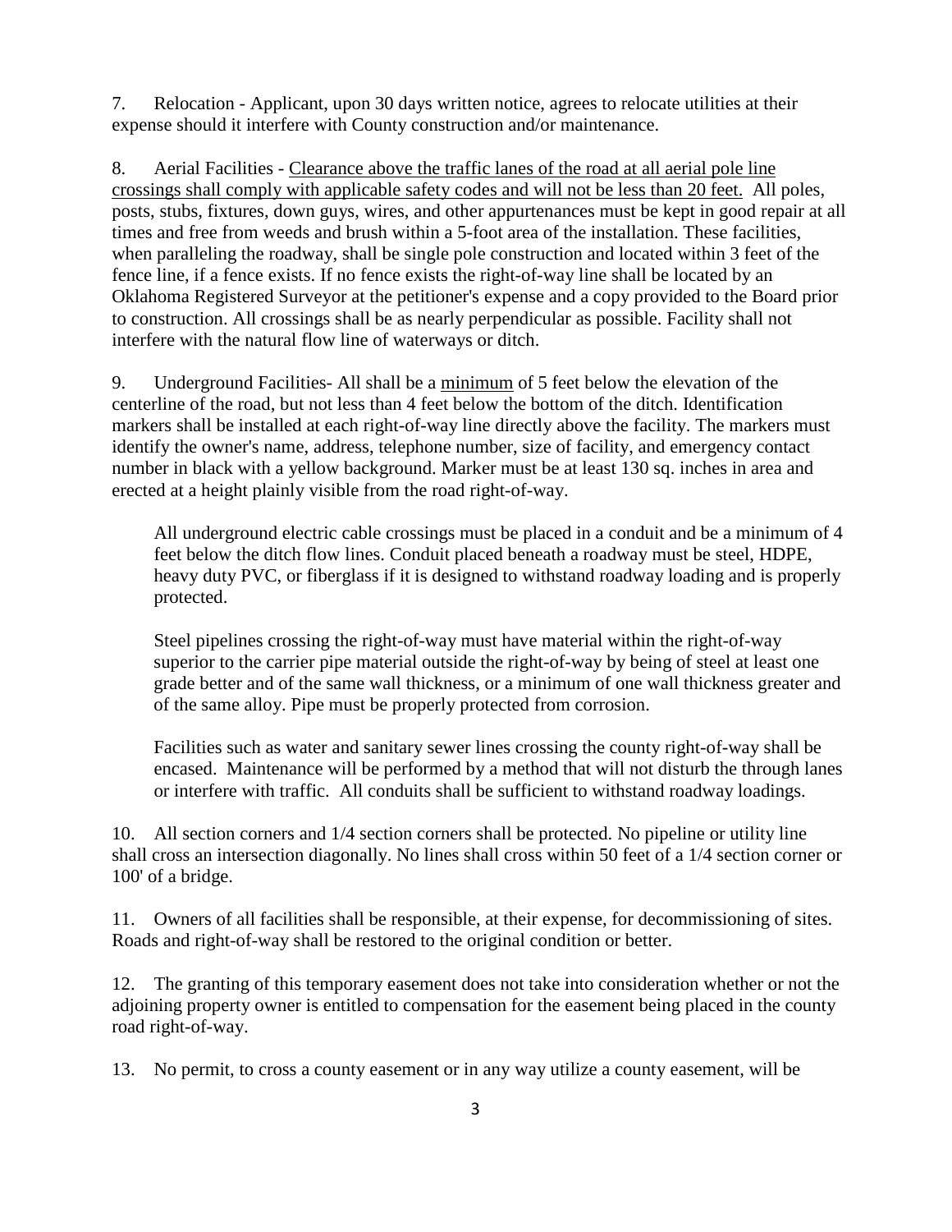7. Relocation - Applicant, upon 30 days written notice, agrees to relocate utilities at their expense should it interfere with County construction and/or maintenance.

8. Aerial Facilities - <u>Clearance above the traffic lanes of the road at all aerial pole line crossings shall comply with applicable safety codes and will not be less than 20 feet.</u> All poles, posts, stubs, fixtures, down guys, wires, and other appurtenances must be kept in good repair at all times and free from weeds and brush within a 5-foot area of the installation. These facilities, when paralleling the roadway, shall be single pole construction and located within 3 feet of the fence line, if a fence exists. If no fence exists the right-of-way line shall be located by an Oklahoma Registered Surveyor at the petitioner's expense and a copy provided to the Board prior to construction. All crossings shall be as nearly perpendicular as possible. Facility shall not interfere with the natural flow line of waterways or ditch.

9. Underground Facilities- All shall be a <u>minimum</u> of 5 feet below the elevation of the centerline of the road, but not less than 4 feet below the bottom of the ditch. Identification markers shall be installed at each right-of-way line directly above the facility. The markers must identify the owner's name, address, telephone number, size of facility, and emergency contact number in black with a yellow background. Marker must be at least 130 sq. inches in area and erected at a height plainly visible from the road right-of-way.

All underground electric cable crossings must be placed in a conduit and be a minimum of 4 feet below the ditch flow lines. Conduit placed beneath a roadway must be steel, HDPE, heavy duty PVC, or fiberglass if it is designed to withstand roadway loading and is properly protected.

Steel pipelines crossing the right-of-way must have material within the right-of-way superior to the carrier pipe material outside the right-of-way by being of steel at least one grade better and of the same wall thickness, or a minimum of one wall thickness greater and of the same alloy. Pipe must be properly protected from corrosion.

Facilities such as water and sanitary sewer lines crossing the county right-of-way shall be encased. Maintenance will be performed by a method that will not disturb the through lanes or interfere with traffic. All conduits shall be sufficient to withstand roadway loadings.

10. All section corners and 1/4 section corners shall be protected. No pipeline or utility line shall cross an intersection diagonally. No lines shall cross within 50 feet of a 1/4 section corner or 100' of a bridge.

11. Owners of all facilities shall be responsible, at their expense, for decommissioning of sites. Roads and right-of-way shall be restored to the original condition or better.

12. The granting of this temporary easement does not take into consideration whether or not the adjoining property owner is entitled to compensation for the easement being placed in the county road right-of-way.

13. No permit, to cross a county easement or in any way utilize a county easement, will be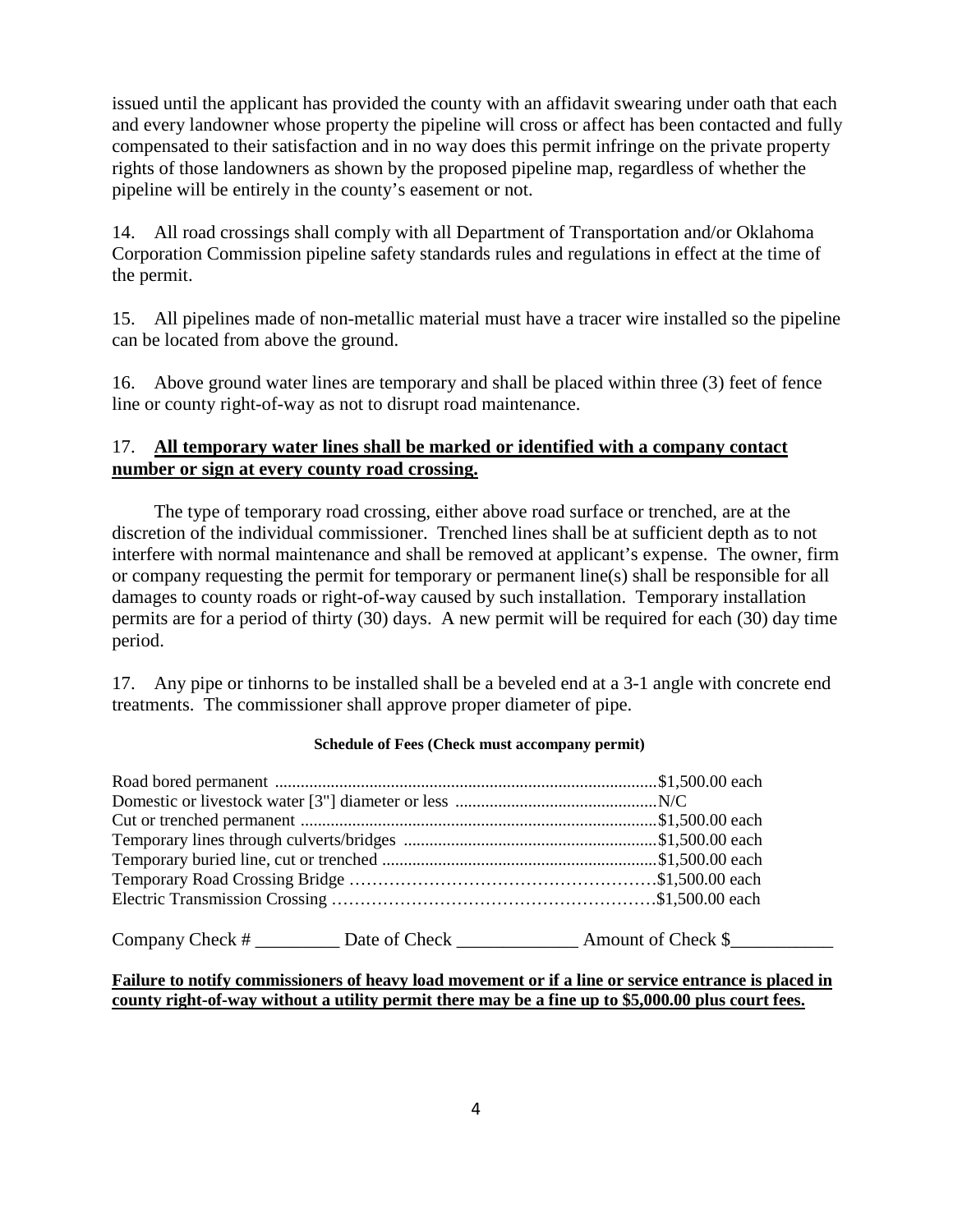issued until the applicant has provided the county with an affidavit swearing under oath that each and every landowner whose property the pipeline will cross or affect has been contacted and fully compensated to their satisfaction and in no way does this permit infringe on the private property rights of those landowners as shown by the proposed pipeline map, regardless of whether the pipeline will be entirely in the county's easement or not.

14. All road crossings shall comply with all Department of Transportation and/or Oklahoma Corporation Commission pipeline safety standards rules and regulations in effect at the time of the permit.

15. All pipelines made of non-metallic material must have a tracer wire installed so the pipeline can be located from above the ground.

16. Above ground water lines are temporary and shall be placed within three (3) feet of fence line or county right-of-way as not to disrupt road maintenance.

17. **All temporary water lines shall be marked or identified with a company contact number or sign at every county road crossing.**

The type of temporary road crossing, either above road surface or trenched, are at the discretion of the individual commissioner. Trenched lines shall be at sufficient depth as to not interfere with normal maintenance and shall be removed at applicant's expense. The owner, firm or company requesting the permit for temporary or permanent line(s) shall be responsible for all damages to county roads or right-of-way caused by such installation. Temporary installation permits are for a period of thirty (30) days. A new permit will be required for each (30) day time period.

17. Any pipe or tinhorns to be installed shall be a beveled end at a 3-1 angle with concrete end treatments. The commissioner shall approve proper diameter of pipe.

**Schedule of Fees (Check must accompany permit)**

Road bored permanent ........................................................................................$1,500.00 each
Domestic or livestock water [3"] diameter or less ..............................................N/C
Cut or trenched permanent ..................................................................................$1,500.00 each
Temporary lines through culverts/bridges ..........................................................$1,500.00 each
Temporary buried line, cut or trenched ...............................................................$1,500.00 each
Temporary Road Crossing Bridge ……………………………………………….$1,500.00 each
Electric Transmission Crossing ………………………………………………….$1,500.00 each

Company Check # _________ Date of Check _____________ Amount of Check $___________

**Failure to notify commissioners of heavy load movement or if a line or service entrance is placed in county right-of-way without a utility permit there may be a fine up to $5,000.00 plus court fees.**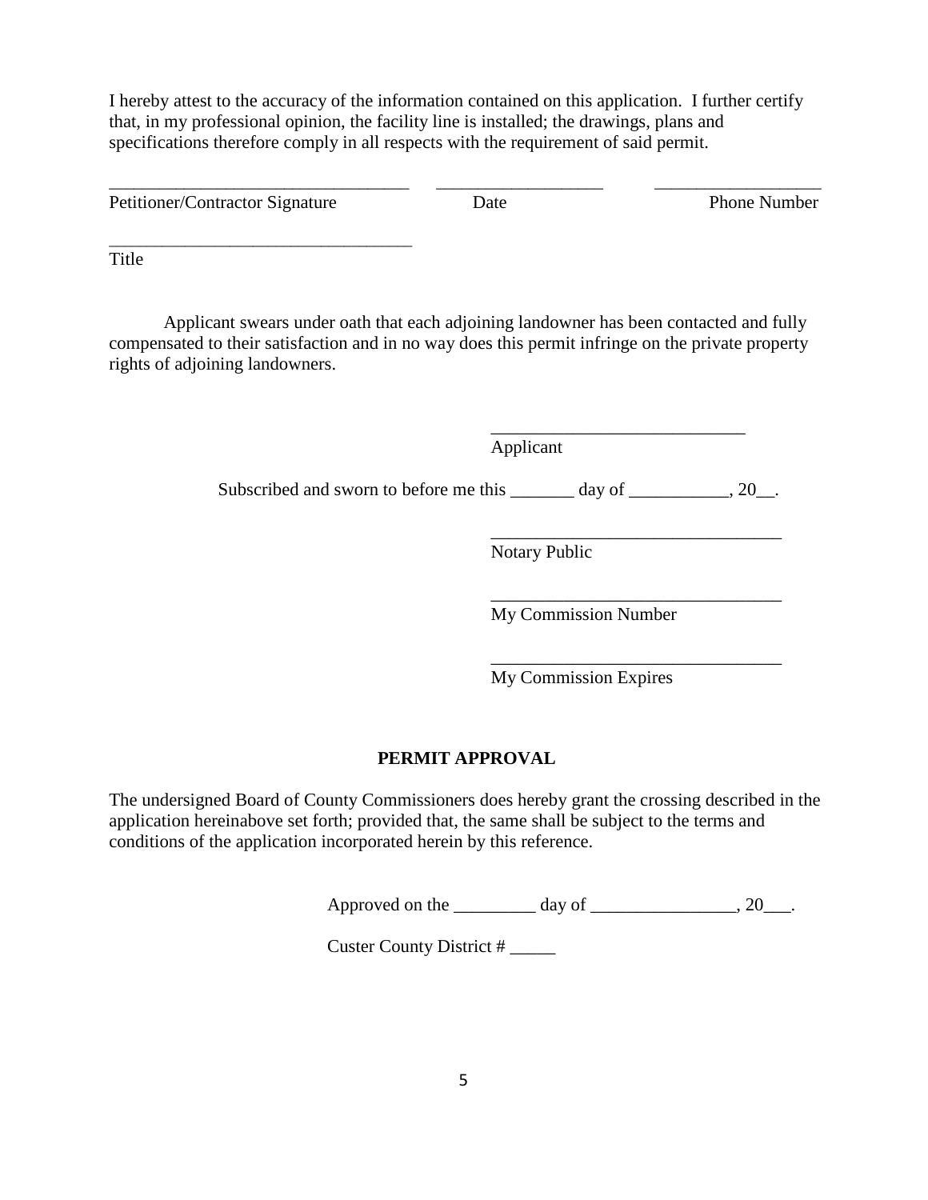I hereby attest to the accuracy of the information contained on this application. I further certify that, in my professional opinion, the facility line is installed; the drawings, plans and specifications therefore comply in all respects with the requirement of said permit.

_________________________________ __________________ __________________

Petitioner/Contractor Signature Date Phone Number

_________________________________

Title

Applicant swears under oath that each adjoining landowner has been contacted and fully compensated to their satisfaction and in no way does this permit infringe on the private property rights of adjoining landowners.

____________________________

Applicant

Subscribed and sworn to before me this _______ day of ___________, 20__.

________________________________

Notary Public

________________________________

My Commission Number

________________________________

My Commission Expires

**PERMIT APPROVAL**

The undersigned Board of County Commissioners does hereby grant the crossing described in the application hereinabove set forth; provided that, the same shall be subject to the terms and conditions of the application incorporated herein by this reference.

Approved on the _________ day of ________________, 20___.

Custer County District # _____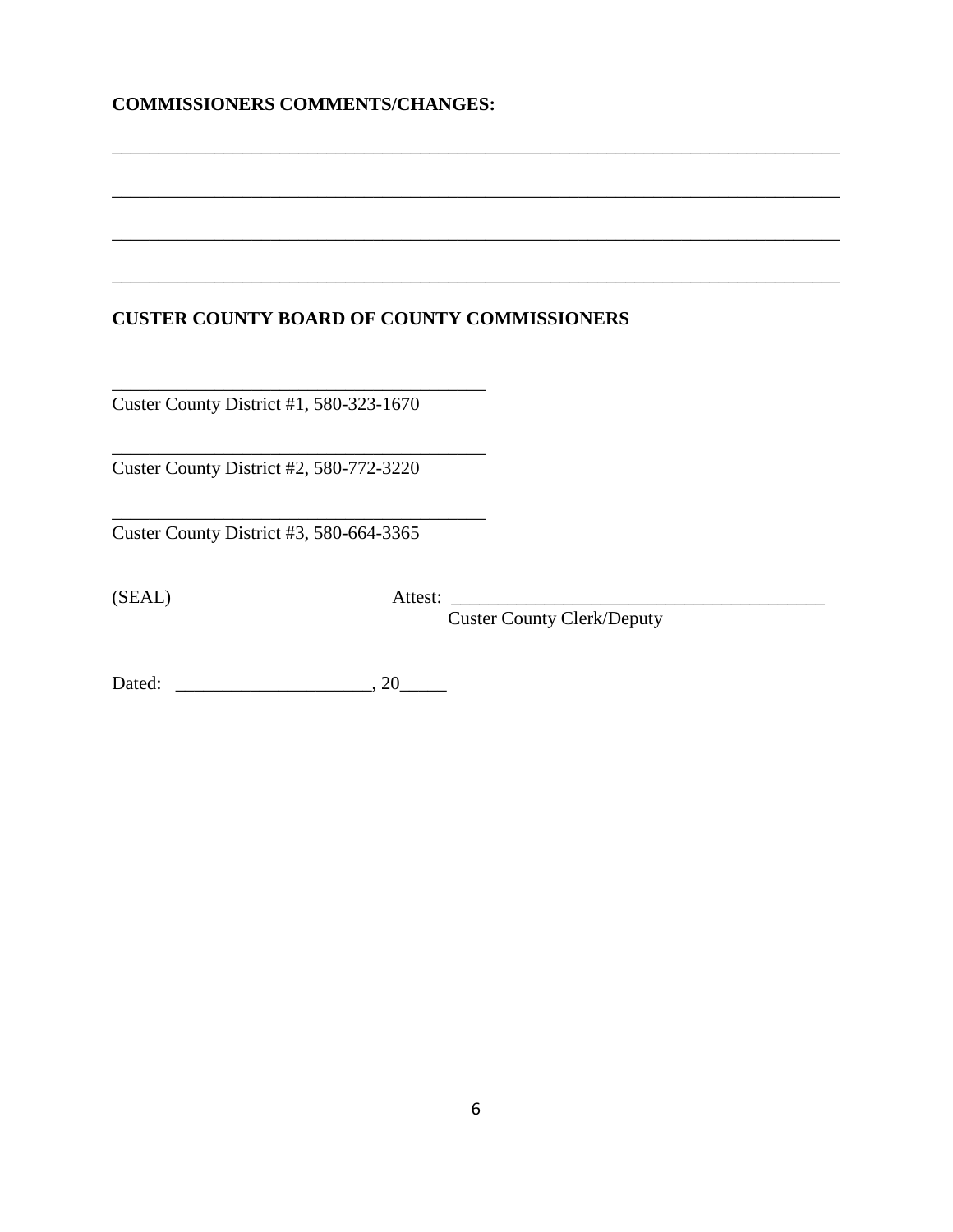**COMMISSIONERS COMMENTS/CHANGES:**

________________________________________________________________________________

________________________________________________________________________________

________________________________________________________________________________

________________________________________________________________________________

**CUSTER COUNTY BOARD OF COUNTY COMMISSIONERS**

________________________________________
Custer County District #1, 580-323-1670

________________________________________
Custer County District #2, 580-772-3220

________________________________________
Custer County District #3, 580-664-3365

(SEAL) Attest: ________________________________________
Custer County Clerk/Deputy

Dated: ____________________, 20_____